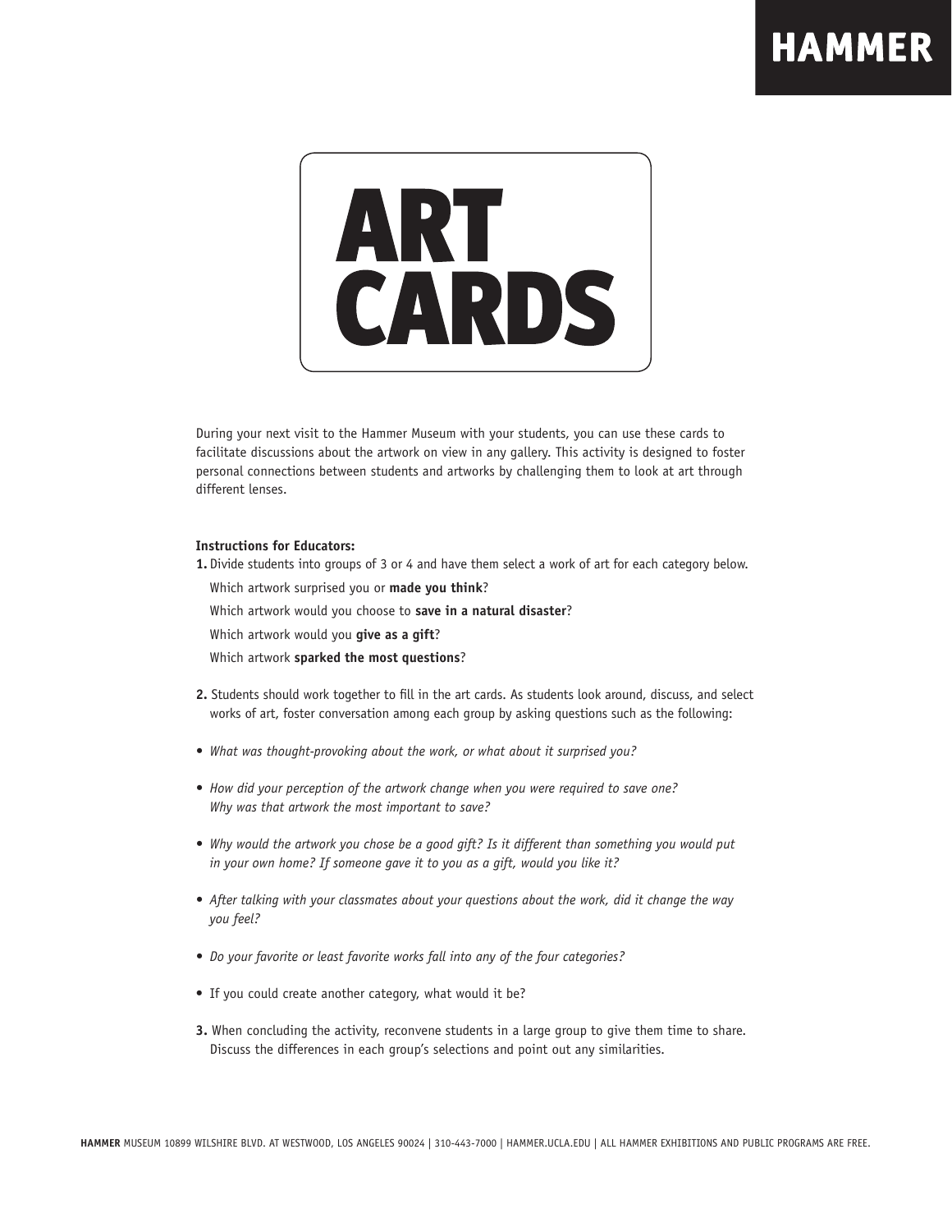# ART CARDS

During your next visit to the Hammer Museum with your students, you can use these cards to facilitate discussions about the artwork on view in any gallery. This activity is designed to foster personal connections between students and artworks by challenging them to look at art through different lenses.

**Instructions for Educators:**

**1.** Divide students into groups of 3 or 4 and have them select a work of art for each category below.

Which artwork surprised you or **made you think**?

Which artwork would you choose to **save in a natural disaster**?

Which artwork would you **give as a gift**?

Which artwork **sparked the most questions**?

**2.** Students should work together to fill in the art cards. As students look around, discuss, and select works of art, foster conversation among each group by asking questions such as the following:

- *What was thought-provoking about the work, or what about it surprised you?*
- *How did your perception of the artwork change when you were required to save one? Why was that artwork the most important to save?*
- *Why would the artwork you chose be a good gift? Is it different than something you would put in your own home? If someone gave it to you as a gift, would you like it?*
- *After talking with your classmates about your questions about the work, did it change the way you feel?*
- *Do your favorite or least favorite works fall into any of the four categories?*
- If you could create another category, what would it be?

**3.** When concluding the activity, reconvene students in a large group to give them time to share. Discuss the differences in each group's selections and point out any similarities.

**HAMMER** MUSEUM 10899 WILSHIRE BLVD. AT WESTWOOD, LOS ANGELES 90024 | 310-443-7000 | HAMMER.UCLA.EDU | ALL HAMMER EXHIBITIONS AND PUBLIC PROGRAMS ARE FREE.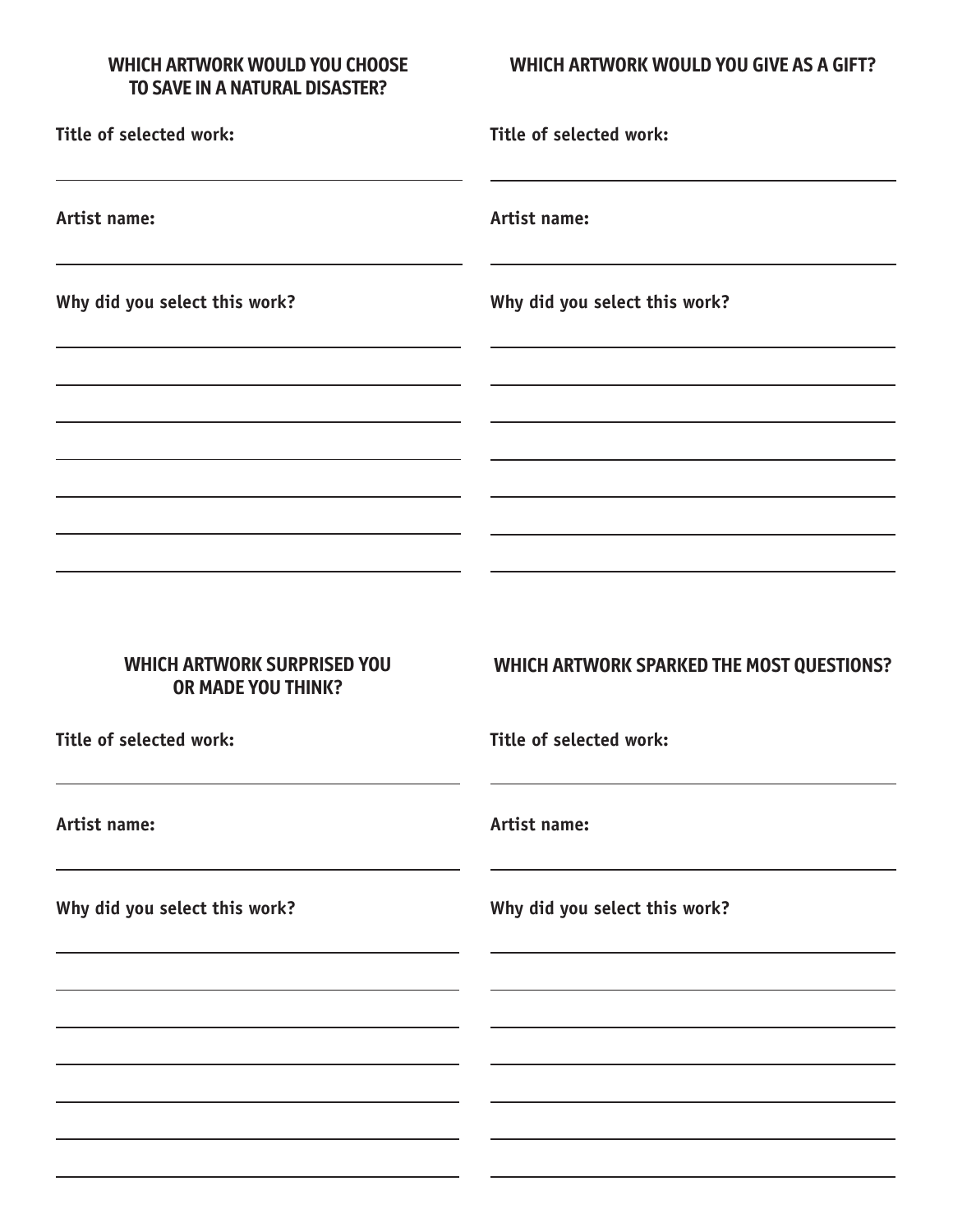## WHICH ARTWORK WOULD YOU CHOOSE TO SAVE IN A NATURAL DISASTER?

**Title of selected work:**

**Artist name:**

**Why did you select this work?**

## WHICH ARTWORK WOULD YOU GIVE AS A GIFT?

**Title of selected work:**

**Artist name:**

**Why did you select this work?**

## WHICH ARTWORK SURPRISED YOU OR MADE YOU THINK?

**Title of selected work:**

**Artist name:**

**Why did you select this work?**

## WHICH ARTWORK SPARKED THE MOST QUESTIONS?

**Title of selected work:**

**Artist name:**

**Why did you select this work?**